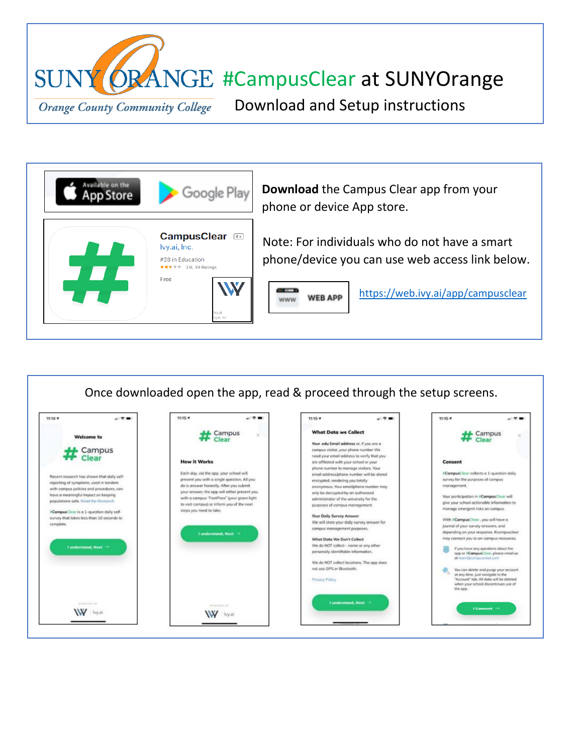# SUNY ORANGE #CampusClear at SUNYOrange

*Orange County Community College*

## Download and Setup instructions

**Download** the Campus Clear app from your phone or device App store.

Note: For individuals who do not have a smart phone/device you can use web access link below.

WEB APP [https://web.ivy.ai/app/campusclear](https://web.ivy.ai/app/campusclear)

Once downloaded open the app, read & proceed through the setup screens.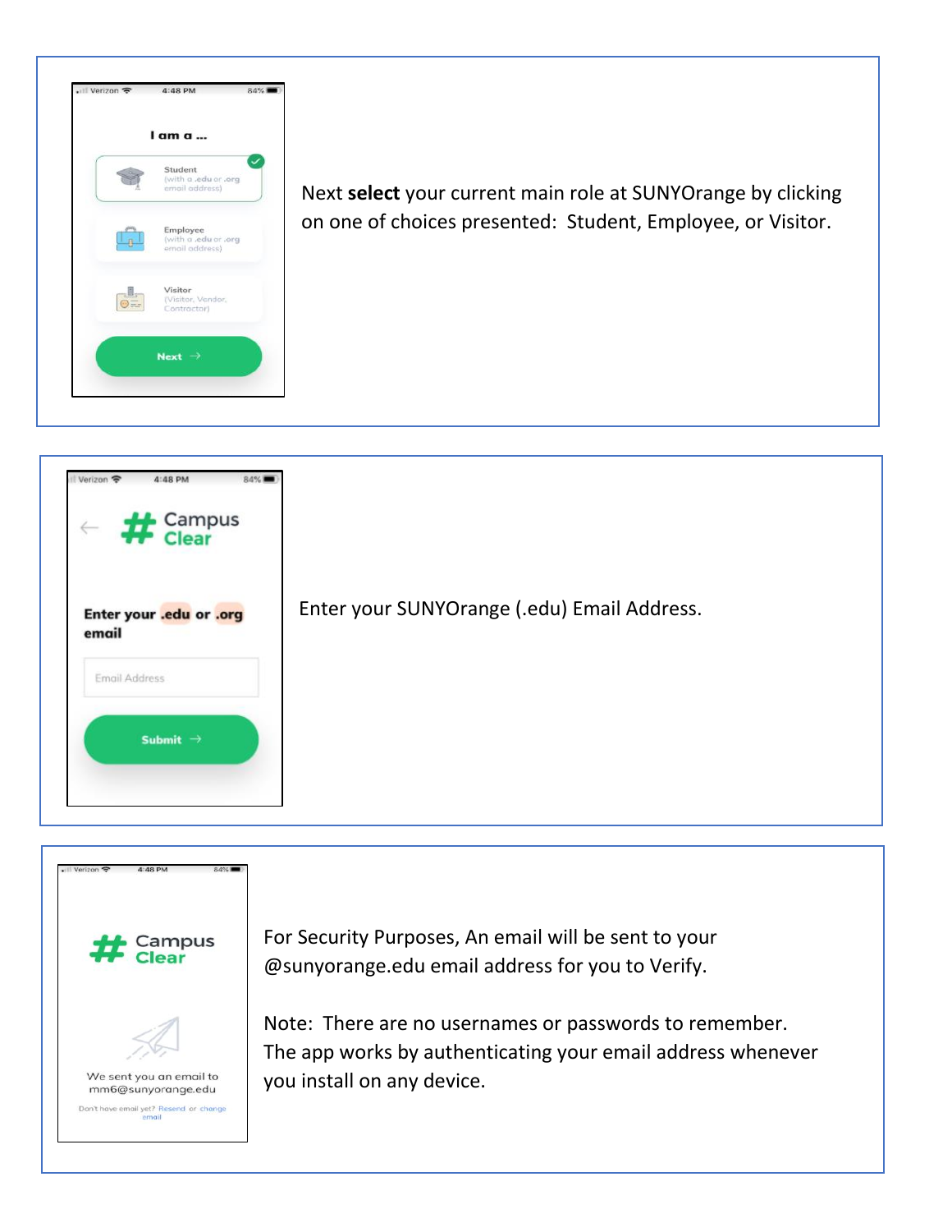Next **select** your current main role at SUNYOrange by clicking on one of choices presented: Student, Employee, or Visitor.

Enter your SUNYOrange (.edu) Email Address.

For Security Purposes, An email will be sent to your @sunyorange.edu email address for you to Verify.

Note: There are no usernames or passwords to remember. The app works by authenticating your email address whenever you install on any device.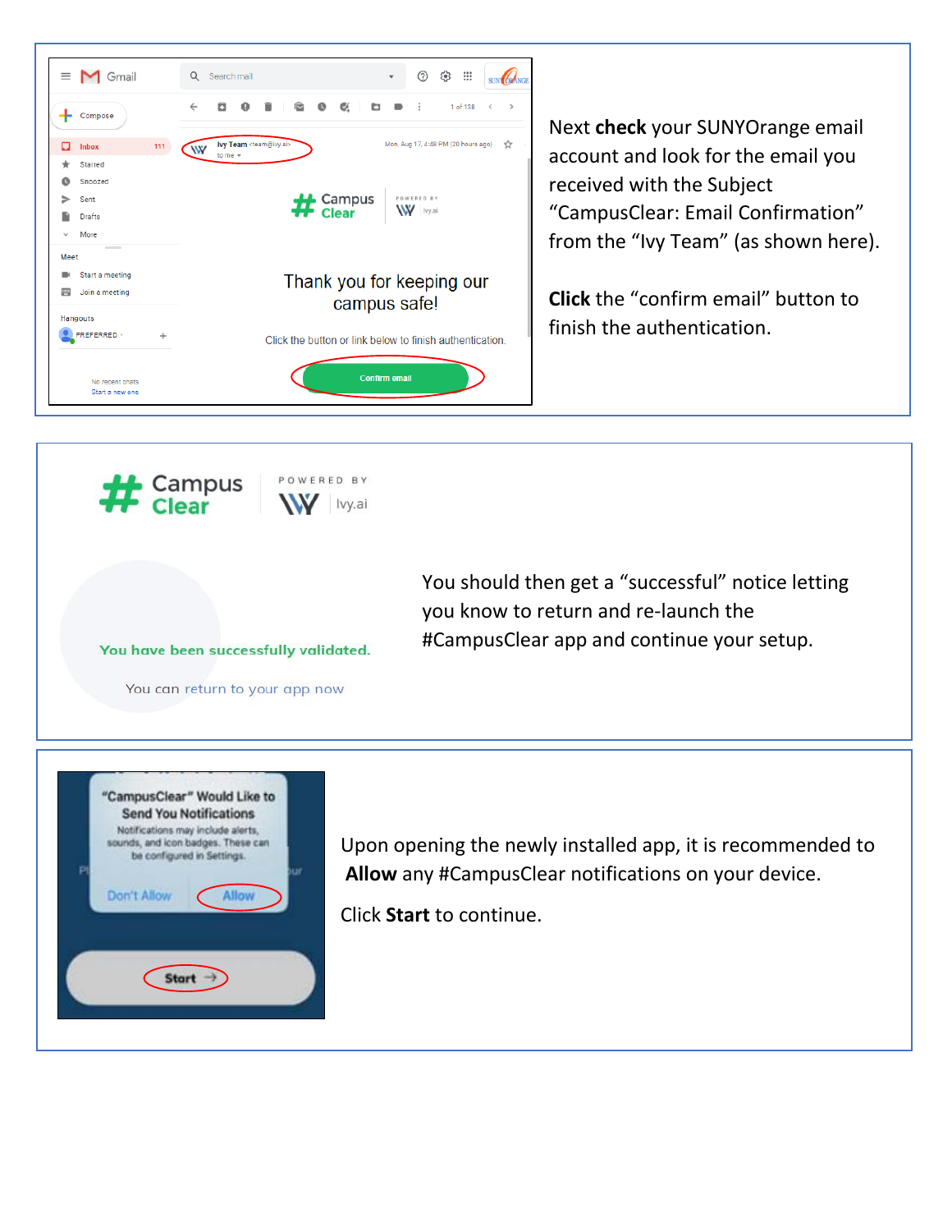Next **check** your SUNYOrange email account and look for the email you received with the Subject "CampusClear: Email Confirmation" from the "Ivy Team" (as shown here).

**Click** the "confirm email" button to finish the authentication.

You should then get a "successful" notice letting you know to return and re-launch the #CampusClear app and continue your setup.

Upon opening the newly installed app, it is recommended to **Allow** any #CampusClear notifications on your device.

Click **Start** to continue.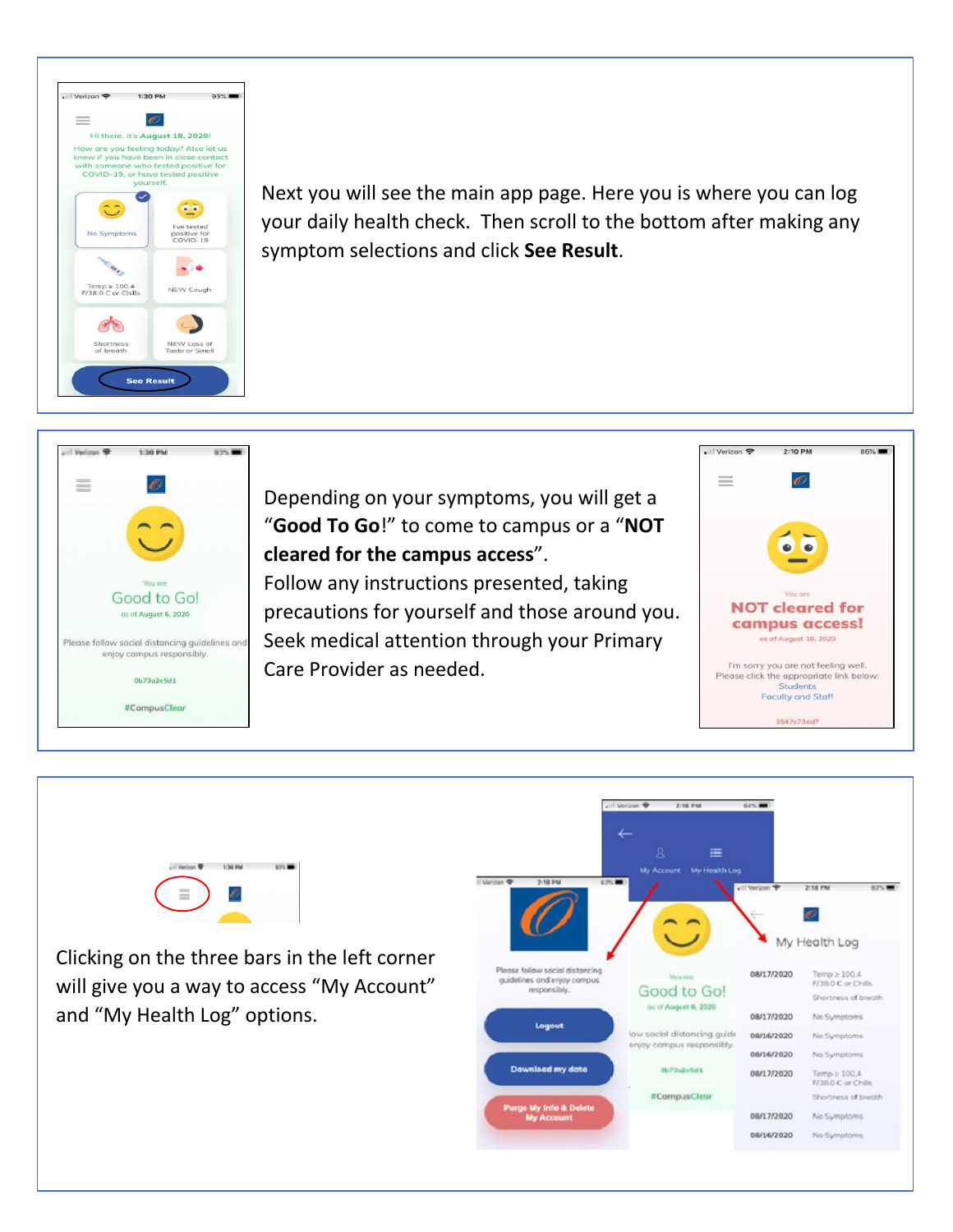Next you will see the main app page. Here you is where you can log your daily health check. Then scroll to the bottom after making any symptom selections and click **See Result**.

Depending on your symptoms, you will get a "**Good To Go**!" to come to campus or a "**NOT cleared for the campus access**".

Follow any instructions presented, taking precautions for yourself and those around you. Seek medical attention through your Primary Care Provider as needed.

Clicking on the three bars in the left corner will give you a way to access "My Account" and "My Health Log" options.